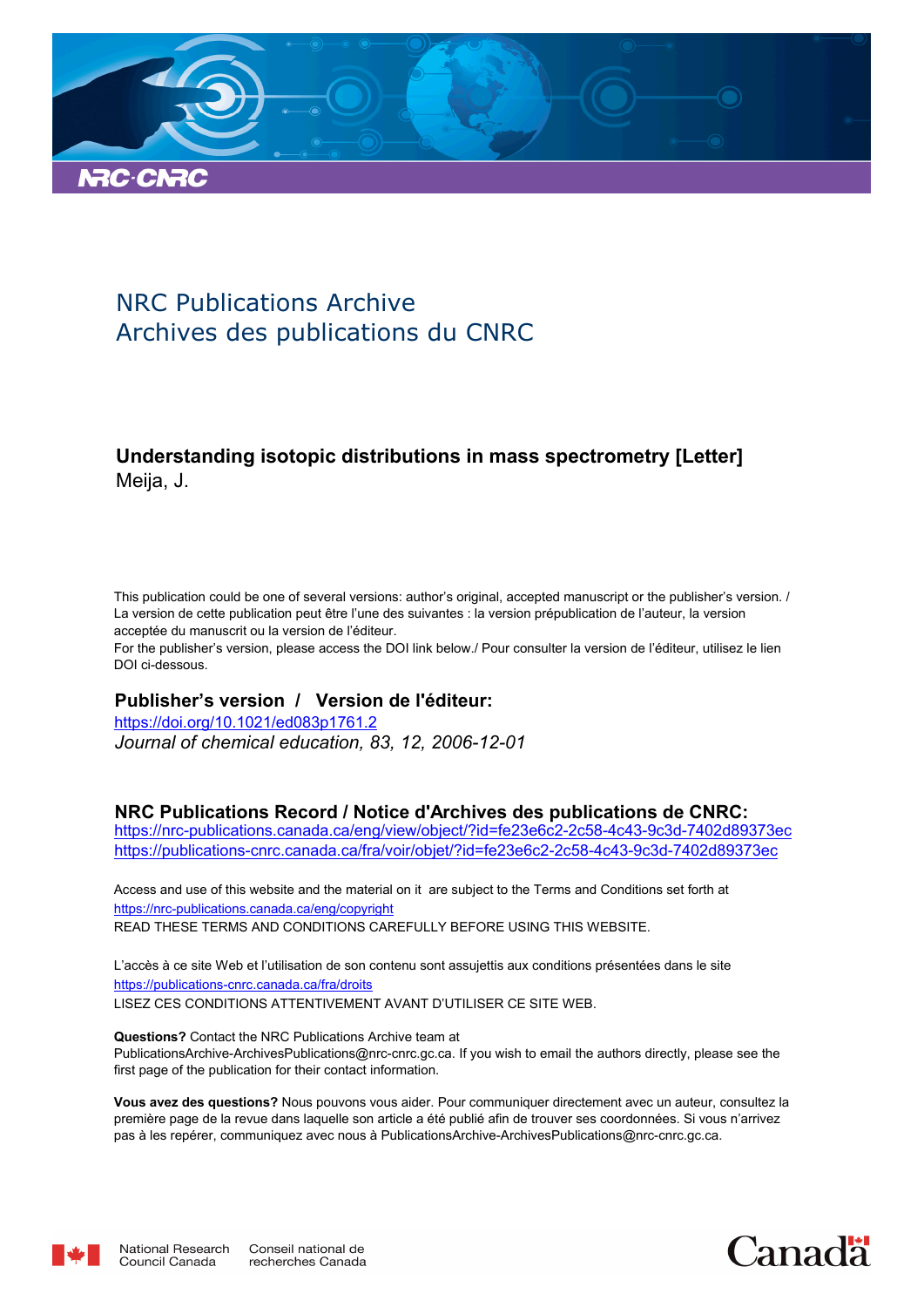# NRC Publications Archive
# Archives des publications du CNRC

**Understanding isotopic distributions in mass spectrometry [Letter]**
Meija, J.

This publication could be one of several versions: author's original, accepted manuscript or the publisher's version. / La version de cette publication peut être l'une des suivantes : la version prépublication de l'auteur, la version acceptée du manuscrit ou la version de l'éditeur.

For the publisher's version, please access the DOI link below./ Pour consulter la version de l'éditeur, utilisez le lien DOI ci-dessous.

## Publisher's version / Version de l'éditeur:

https://doi.org/10.1021/ed083p1761.2
*Journal of chemical education, 83, 12, 2006-12-01*

## NRC Publications Record / Notice d'Archives des publications de CNRC:

https://nrc-publications.canada.ca/eng/view/object/?id=fe23e6c2-2c58-4c43-9c3d-7402d89373ec
https://publications-cnrc.canada.ca/fra/voir/objet/?id=fe23e6c2-2c58-4c43-9c3d-7402d89373ec

Access and use of this website and the material on it are subject to the Terms and Conditions set forth at
https://nrc-publications.canada.ca/eng/copyright
READ THESE TERMS AND CONDITIONS CAREFULLY BEFORE USING THIS WEBSITE.

L'accès à ce site Web et l'utilisation de son contenu sont assujettis aux conditions présentées dans le site
https://publications-cnrc.canada.ca/fra/droits
LISEZ CES CONDITIONS ATTENTIVEMENT AVANT D'UTILISER CE SITE WEB.

**Questions?** Contact the NRC Publications Archive team at
PublicationsArchive-ArchivesPublications@nrc-cnrc.gc.ca. If you wish to email the authors directly, please see the first page of the publication for their contact information.

**Vous avez des questions?** Nous pouvons vous aider. Pour communiquer directement avec un auteur, consultez la première page de la revue dans laquelle son article a été publié afin de trouver ses coordonnées. Si vous n'arrivez pas à les repérer, communiquez avec nous à PublicationsArchive-ArchivesPublications@nrc-cnrc.gc.ca.

National Research Council Canada
Conseil national de recherches Canada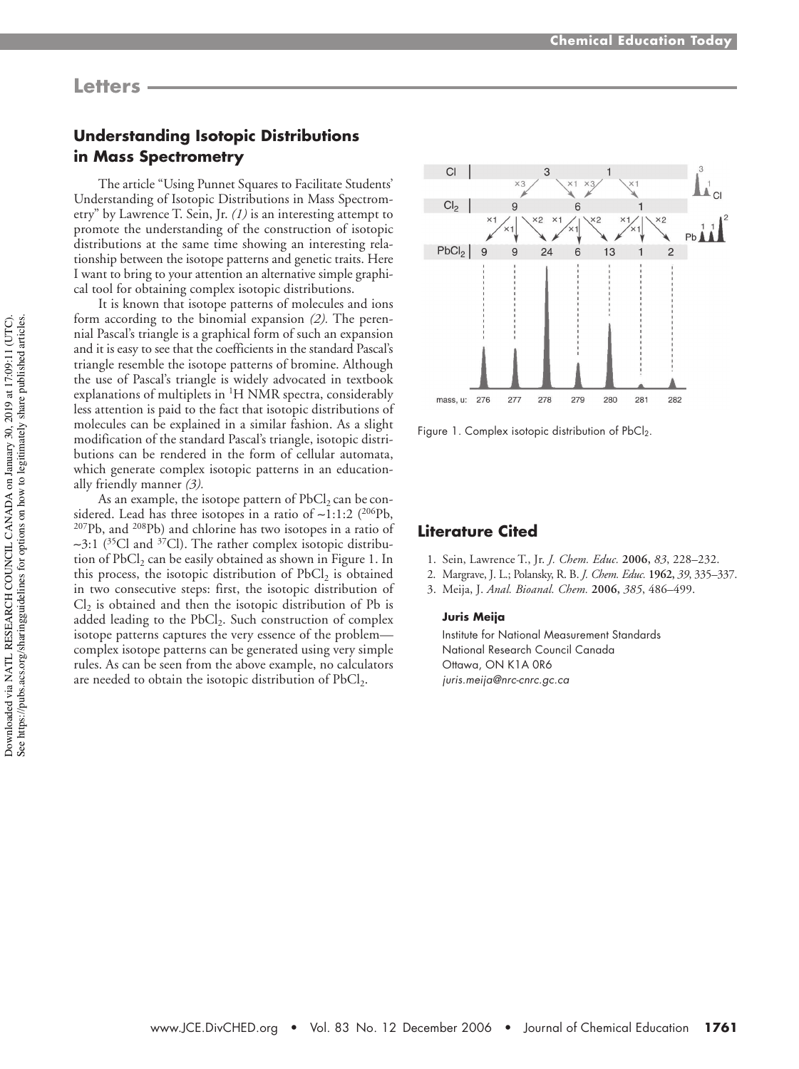## Letters

### Understanding Isotopic Distributions in Mass Spectrometry

The article "Using Punnet Squares to Facilitate Students' Understanding of Isotopic Distributions in Mass Spectrometry" by Lawrence T. Sein, Jr. *(1)* is an interesting attempt to promote the understanding of the construction of isotopic distributions at the same time showing an interesting relationship between the isotope patterns and genetic traits. Here I want to bring to your attention an alternative simple graphical tool for obtaining complex isotopic distributions.

It is known that isotope patterns of molecules and ions form according to the binomial expansion *(2)*. The perennial Pascal's triangle is a graphical form of such an expansion and it is easy to see that the coefficients in the standard Pascal's triangle resemble the isotope patterns of bromine. Although the use of Pascal's triangle is widely advocated in textbook explanations of multiplets in $^1$H NMR spectra, considerably less attention is paid to the fact that isotopic distributions of molecules can be explained in a similar fashion. As a slight modification of the standard Pascal's triangle, isotopic distributions can be rendered in the form of cellular automata, which generate complex isotopic patterns in an educationally friendly manner *(3)*.

As an example, the isotope pattern of $PbCl_2$ can be considered. Lead has three isotopes in a ratio of ~1:1:2 ($^{206}$Pb, $^{207}$Pb, and $^{208}$Pb) and chlorine has two isotopes in a ratio of ~3:1 ($^{35}$Cl and $^{37}$Cl). The rather complex isotopic distribution of $PbCl_2$ can be easily obtained as shown in Figure 1. In this process, the isotopic distribution of $PbCl_2$ is obtained in two consecutive steps: first, the isotopic distribution of $Cl_2$ is obtained and then the isotopic distribution of Pb is added leading to the $PbCl_2$. Such construction of complex isotope patterns captures the very essence of the problem—complex isotope patterns can be generated using very simple rules. As can be seen from the above example, no calculators are needed to obtain the isotopic distribution of $PbCl_2$.

Cl | 3 | 1

×3 ×1 ×3 ×1

$Cl_2$ | 9 | 6 | 1

×1 ×1 ×2 ×1 ×1 ×2 ×1 ×1 ×2

$PbCl_2$ | 9 | 9 | 24 | 6 | 13 | 1 | 2

mass, u: 276 277 278 279 280 281 282

3 1 Cl

1 1 2 Pb

Figure 1. Complex isotopic distribution of $PbCl_2$.

### Literature Cited

1. Sein, Lawrence T., Jr. *J. Chem. Educ.* **2006,** *83*, 228–232.
2. Margrave, J. L.; Polansky, R. B. *J. Chem. Educ.* **1962,** *39*, 335–337.
3. Meija, J. *Anal. Bioanal. Chem.* **2006,** *385*, 486–499.

**Juris Meija**

Institute for National Measurement Standards
National Research Council Canada
Ottawa, ON K1A 0R6
*juris.meija@nrc-cnrc.gc.ca*